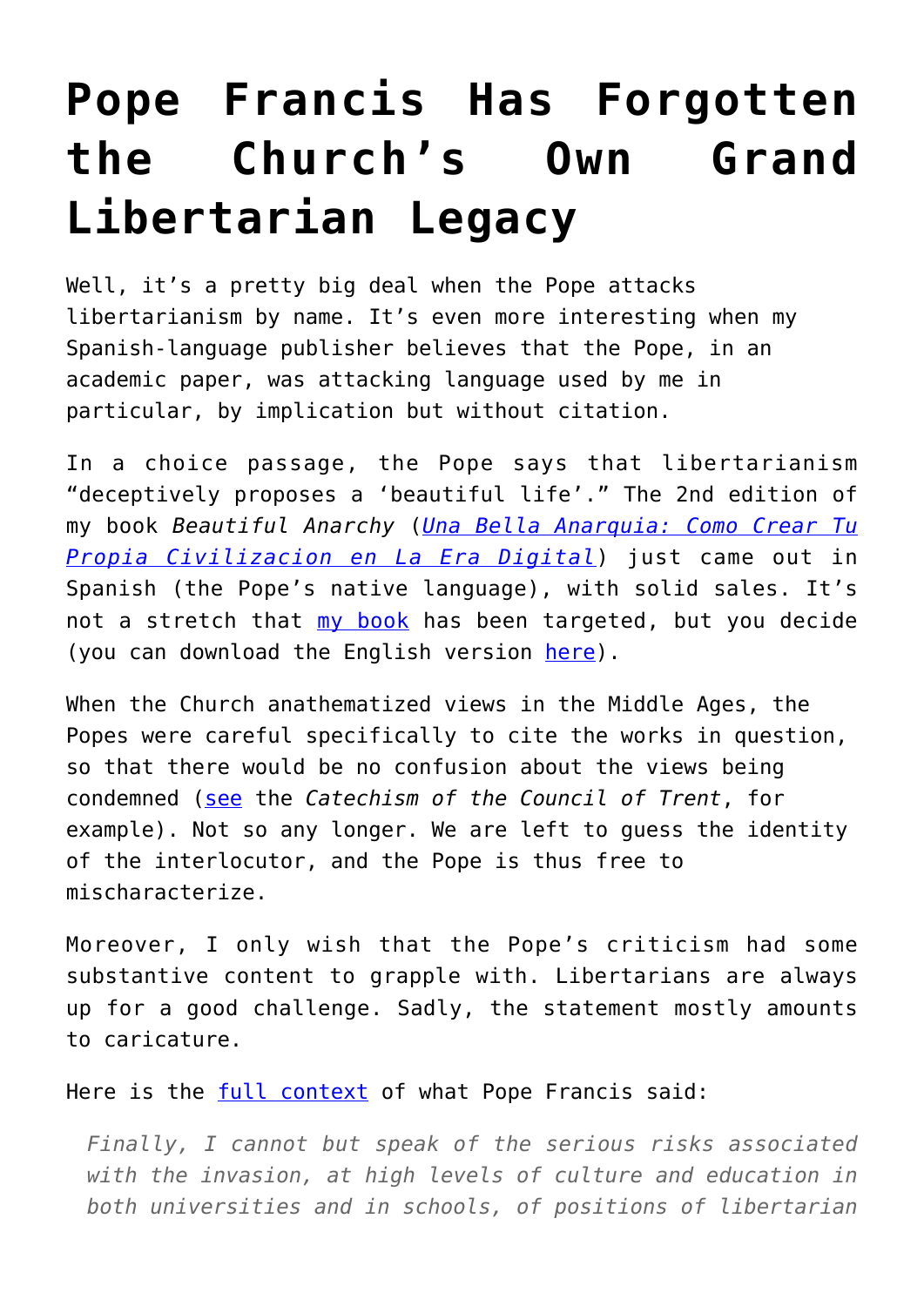# Pope Francis Has Forgotten the Church's Own Grand Libertarian Legacy

Well, it's a pretty big deal when the Pope attacks libertarianism by name. It's even more interesting when my Spanish-language publisher believes that the Pope, in an academic paper, was attacking language used by me in particular, by implication but without citation.

In a choice passage, the Pope says that libertarianism "deceptively proposes a 'beautiful life'." The 2nd edition of my book *Beautiful Anarchy* (*Una Bella Anarquia: Como Crear Tu Propia Civilizacion en La Era Digital*) just came out in Spanish (the Pope's native language), with solid sales. It's not a stretch that my book has been targeted, but you decide (you can download the English version here).

When the Church anathematized views in the Middle Ages, the Popes were careful specifically to cite the works in question, so that there would be no confusion about the views being condemned (see the *Catechism of the Council of Trent*, for example). Not so any longer. We are left to guess the identity of the interlocutor, and the Pope is thus free to mischaracterize.

Moreover, I only wish that the Pope's criticism had some substantive content to grapple with. Libertarians are always up for a good challenge. Sadly, the statement mostly amounts to caricature.

Here is the full context of what Pope Francis said:

> *Finally, I cannot but speak of the serious risks associated with the invasion, at high levels of culture and education in both universities and in schools, of positions of libertarian*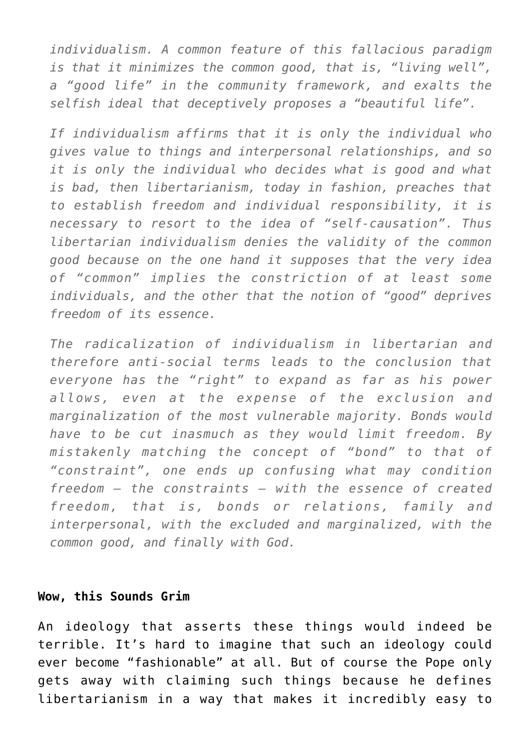*individualism. A common feature of this fallacious paradigm is that it minimizes the common good, that is, "living well", a "good life" in the community framework, and exalts the selfish ideal that deceptively proposes a "beautiful life".*

*If individualism affirms that it is only the individual who gives value to things and interpersonal relationships, and so it is only the individual who decides what is good and what is bad, then libertarianism, today in fashion, preaches that to establish freedom and individual responsibility, it is necessary to resort to the idea of "self-causation". Thus libertarian individualism denies the validity of the common good because on the one hand it supposes that the very idea of "common" implies the constriction of at least some individuals, and the other that the notion of "good" deprives freedom of its essence.*

*The radicalization of individualism in libertarian and therefore anti-social terms leads to the conclusion that everyone has the "right" to expand as far as his power allows, even at the expense of the exclusion and marginalization of the most vulnerable majority. Bonds would have to be cut inasmuch as they would limit freedom. By mistakenly matching the concept of "bond" to that of "constraint", one ends up confusing what may condition freedom – the constraints – with the essence of created freedom, that is, bonds or relations, family and interpersonal, with the excluded and marginalized, with the common good, and finally with God.*

**Wow, this Sounds Grim**

An ideology that asserts these things would indeed be terrible. It's hard to imagine that such an ideology could ever become "fashionable" at all. But of course the Pope only gets away with claiming such things because he defines libertarianism in a way that makes it incredibly easy to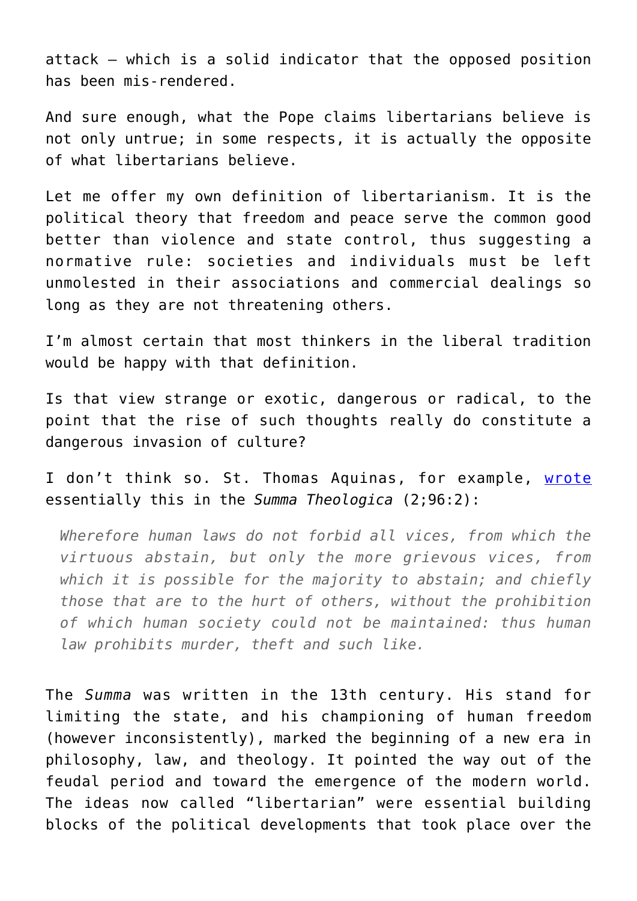attack – which is a solid indicator that the opposed position has been mis-rendered.

And sure enough, what the Pope claims libertarians believe is not only untrue; in some respects, it is actually the opposite of what libertarians believe.

Let me offer my own definition of libertarianism. It is the political theory that freedom and peace serve the common good better than violence and state control, thus suggesting a normative rule: societies and individuals must be left unmolested in their associations and commercial dealings so long as they are not threatening others.

I'm almost certain that most thinkers in the liberal tradition would be happy with that definition.

Is that view strange or exotic, dangerous or radical, to the point that the rise of such thoughts really do constitute a dangerous invasion of culture?

I don't think so. St. Thomas Aquinas, for example, [wrote](#) essentially this in the *Summa Theologica* (2;96:2):

> *Wherefore human laws do not forbid all vices, from which the virtuous abstain, but only the more grievous vices, from which it is possible for the majority to abstain; and chiefly those that are to the hurt of others, without the prohibition of which human society could not be maintained: thus human law prohibits murder, theft and such like.*

The *Summa* was written in the 13th century. His stand for limiting the state, and his championing of human freedom (however inconsistently), marked the beginning of a new era in philosophy, law, and theology. It pointed the way out of the feudal period and toward the emergence of the modern world. The ideas now called "libertarian" were essential building blocks of the political developments that took place over the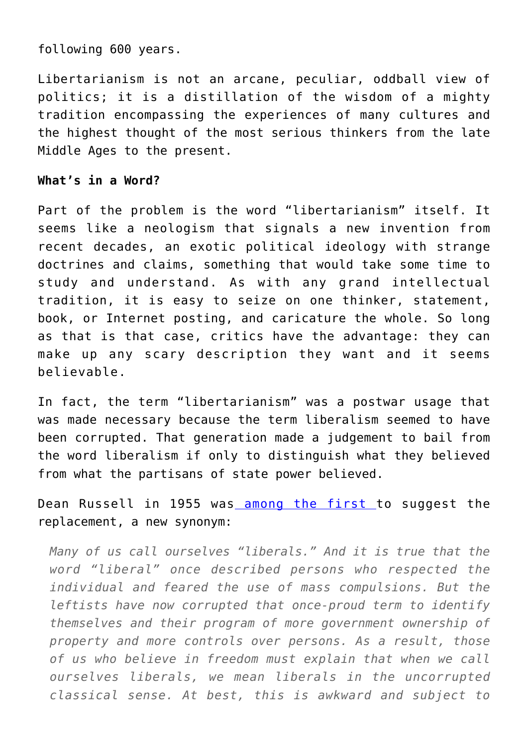following 600 years.

Libertarianism is not an arcane, peculiar, oddball view of politics; it is a distillation of the wisdom of a mighty tradition encompassing the experiences of many cultures and the highest thought of the most serious thinkers from the late Middle Ages to the present.

**What's in a Word?**

Part of the problem is the word "libertarianism" itself. It seems like a neologism that signals a new invention from recent decades, an exotic political ideology with strange doctrines and claims, something that would take some time to study and understand. As with any grand intellectual tradition, it is easy to seize on one thinker, statement, book, or Internet posting, and caricature the whole. So long as that is that case, critics have the advantage: they can make up any scary description they want and it seems believable.

In fact, the term "libertarianism" was a postwar usage that was made necessary because the term liberalism seemed to have been corrupted. That generation made a judgement to bail from the word liberalism if only to distinguish what they believed from what the partisans of state power believed.

Dean Russell in 1955 was among the first to suggest the replacement, a new synonym:

> *Many of us call ourselves "liberals." And it is true that the word "liberal" once described persons who respected the individual and feared the use of mass compulsions. But the leftists have now corrupted that once-proud term to identify themselves and their program of more government ownership of property and more controls over persons. As a result, those of us who believe in freedom must explain that when we call ourselves liberals, we mean liberals in the uncorrupted classical sense. At best, this is awkward and subject to*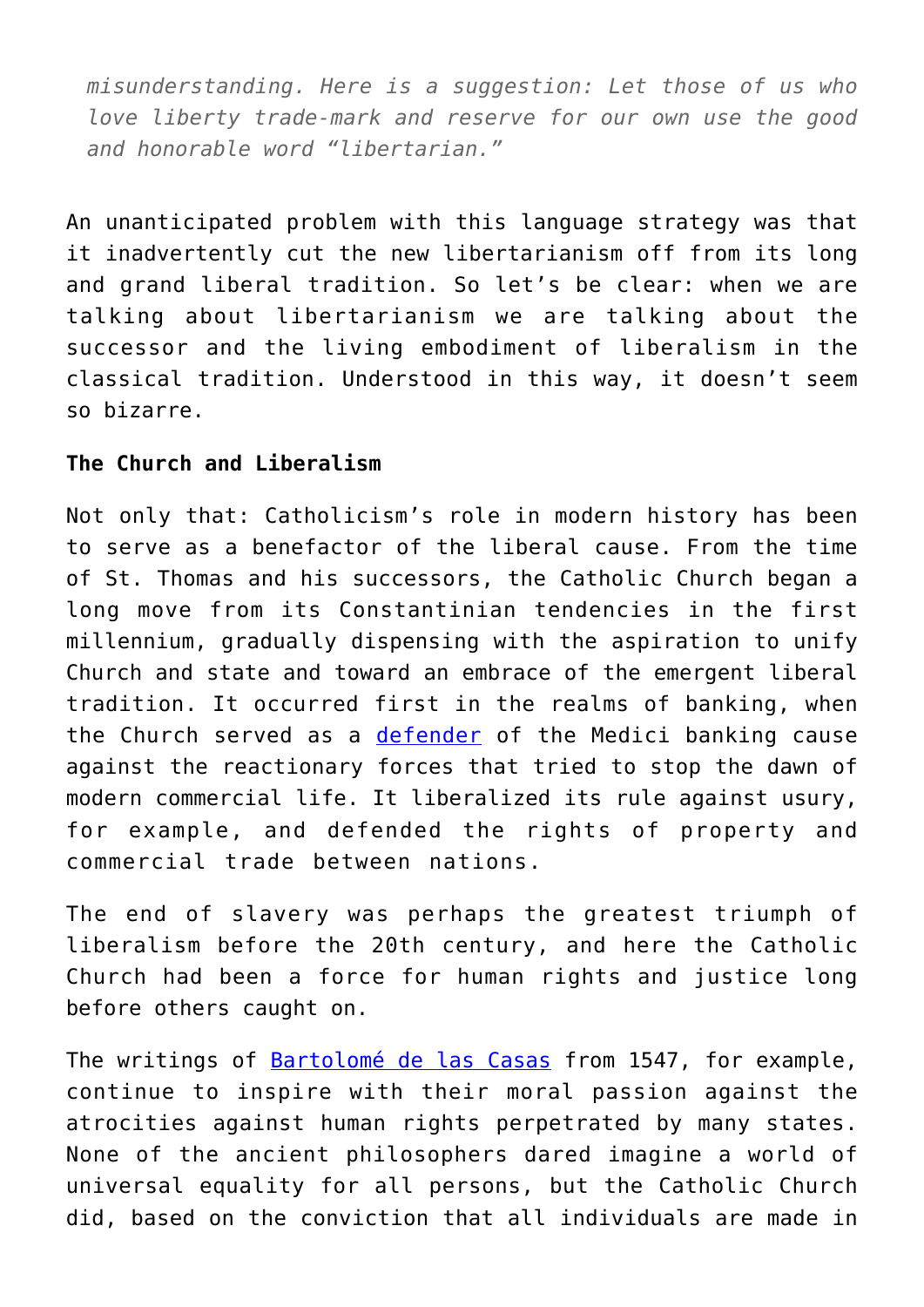*misunderstanding. Here is a suggestion: Let those of us who love liberty trade-mark and reserve for our own use the good and honorable word "libertarian."*

An unanticipated problem with this language strategy was that it inadvertently cut the new libertarianism off from its long and grand liberal tradition. So let's be clear: when we are talking about libertarianism we are talking about the successor and the living embodiment of liberalism in the classical tradition. Understood in this way, it doesn't seem so bizarre.

**The Church and Liberalism**

Not only that: Catholicism's role in modern history has been to serve as a benefactor of the liberal cause. From the time of St. Thomas and his successors, the Catholic Church began a long move from its Constantinian tendencies in the first millennium, gradually dispensing with the aspiration to unify Church and state and toward an embrace of the emergent liberal tradition. It occurred first in the realms of banking, when the Church served as a defender of the Medici banking cause against the reactionary forces that tried to stop the dawn of modern commercial life. It liberalized its rule against usury, for example, and defended the rights of property and commercial trade between nations.

The end of slavery was perhaps the greatest triumph of liberalism before the 20th century, and here the Catholic Church had been a force for human rights and justice long before others caught on.

The writings of Bartolomé de las Casas from 1547, for example, continue to inspire with their moral passion against the atrocities against human rights perpetrated by many states. None of the ancient philosophers dared imagine a world of universal equality for all persons, but the Catholic Church did, based on the conviction that all individuals are made in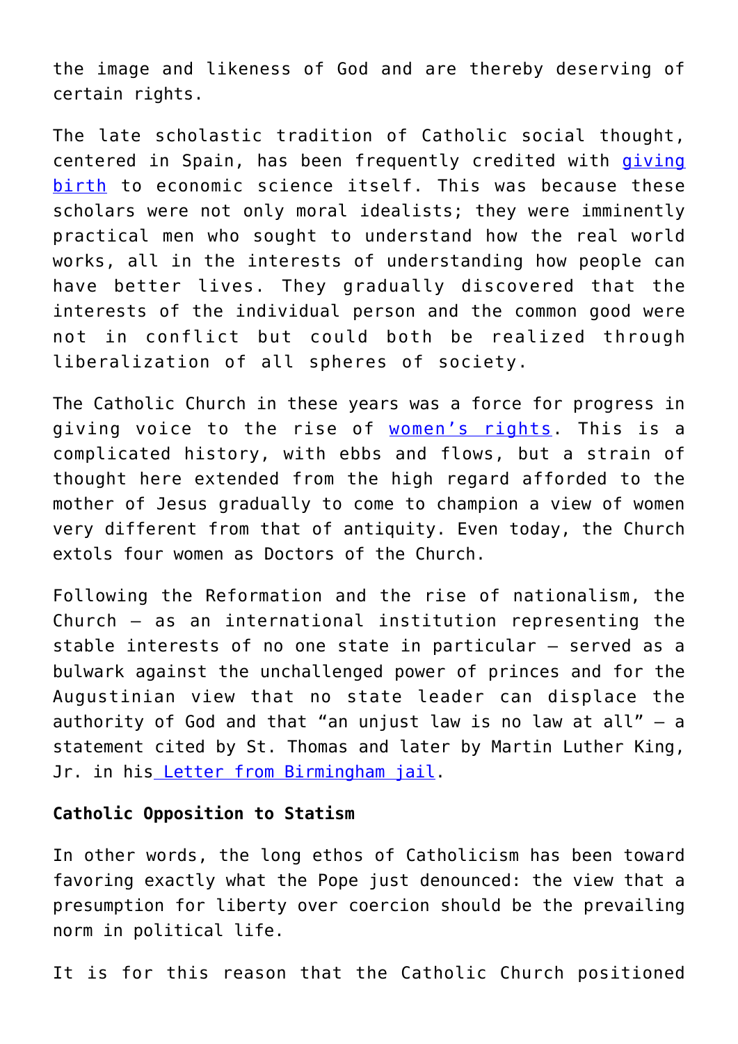the image and likeness of God and are thereby deserving of certain rights.

The late scholastic tradition of Catholic social thought, centered in Spain, has been frequently credited with giving birth to economic science itself. This was because these scholars were not only moral idealists; they were imminently practical men who sought to understand how the real world works, all in the interests of understanding how people can have better lives. They gradually discovered that the interests of the individual person and the common good were not in conflict but could both be realized through liberalization of all spheres of society.

The Catholic Church in these years was a force for progress in giving voice to the rise of women's rights. This is a complicated history, with ebbs and flows, but a strain of thought here extended from the high regard afforded to the mother of Jesus gradually to come to champion a view of women very different from that of antiquity. Even today, the Church extols four women as Doctors of the Church.

Following the Reformation and the rise of nationalism, the Church – as an international institution representing the stable interests of no one state in particular – served as a bulwark against the unchallenged power of princes and for the Augustinian view that no state leader can displace the authority of God and that "an unjust law is no law at all" – a statement cited by St. Thomas and later by Martin Luther King, Jr. in his Letter from Birmingham jail.

**Catholic Opposition to Statism**

In other words, the long ethos of Catholicism has been toward favoring exactly what the Pope just denounced: the view that a presumption for liberty over coercion should be the prevailing norm in political life.

It is for this reason that the Catholic Church positioned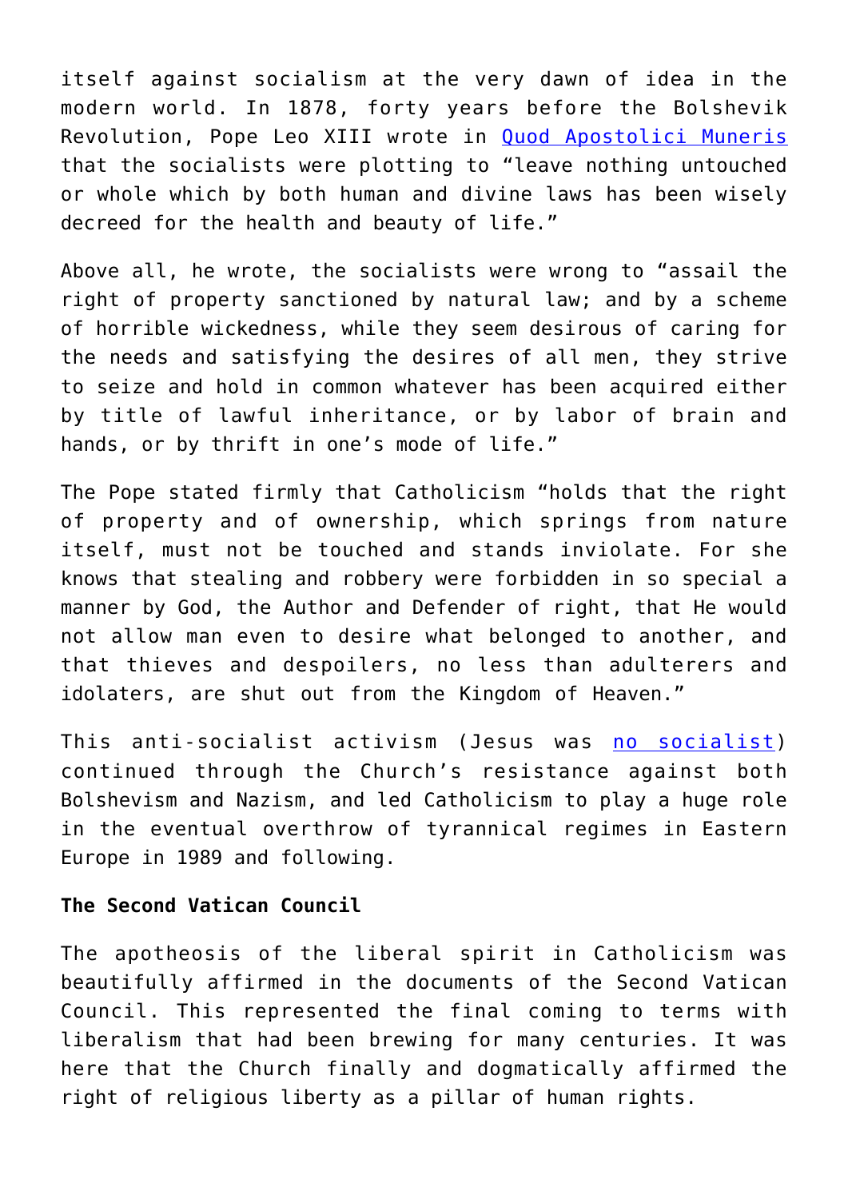itself against socialism at the very dawn of idea in the modern world. In 1878, forty years before the Bolshevik Revolution, Pope Leo XIII wrote in [Quod Apostolici Muneris](#) that the socialists were plotting to "leave nothing untouched or whole which by both human and divine laws has been wisely decreed for the health and beauty of life."

Above all, he wrote, the socialists were wrong to "assail the right of property sanctioned by natural law; and by a scheme of horrible wickedness, while they seem desirous of caring for the needs and satisfying the desires of all men, they strive to seize and hold in common whatever has been acquired either by title of lawful inheritance, or by labor of brain and hands, or by thrift in one's mode of life."

The Pope stated firmly that Catholicism "holds that the right of property and of ownership, which springs from nature itself, must not be touched and stands inviolate. For she knows that stealing and robbery were forbidden in so special a manner by God, the Author and Defender of right, that He would not allow man even to desire what belonged to another, and that thieves and despoilers, no less than adulterers and idolaters, are shut out from the Kingdom of Heaven."

This anti-socialist activism (Jesus was [no socialist](#)) continued through the Church's resistance against both Bolshevism and Nazism, and led Catholicism to play a huge role in the eventual overthrow of tyrannical regimes in Eastern Europe in 1989 and following.

**The Second Vatican Council**

The apotheosis of the liberal spirit in Catholicism was beautifully affirmed in the documents of the Second Vatican Council. This represented the final coming to terms with liberalism that had been brewing for many centuries. It was here that the Church finally and dogmatically affirmed the right of religious liberty as a pillar of human rights.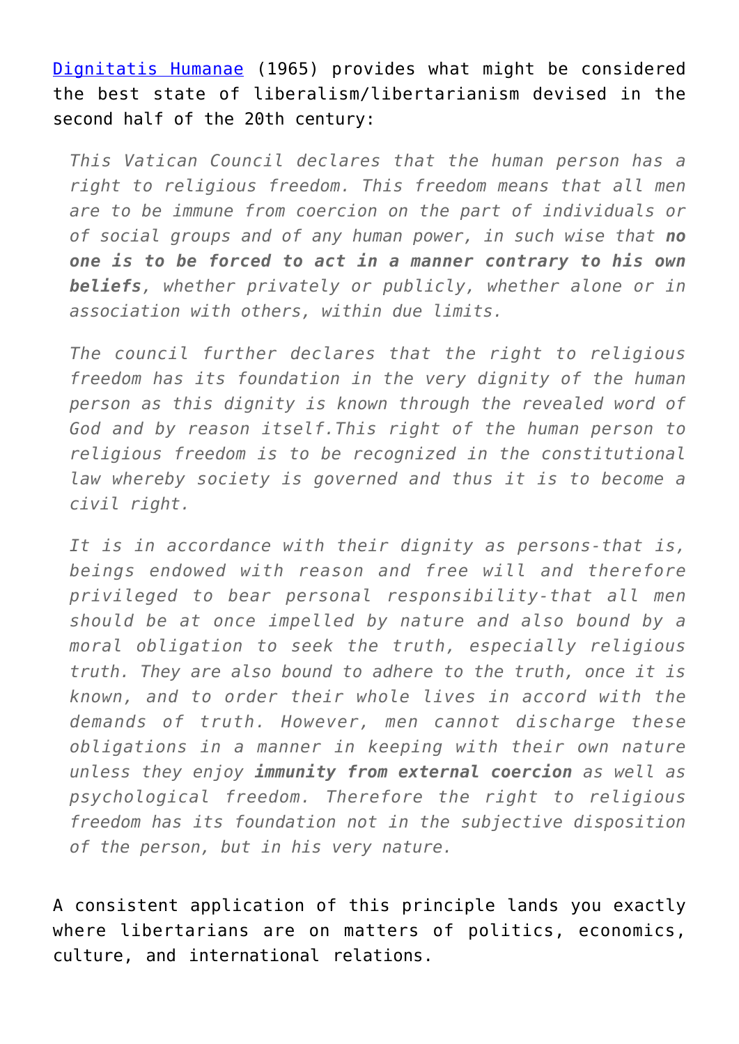Dignitatis Humanae (1965) provides what might be considered the best state of liberalism/libertarianism devised in the second half of the 20th century:

> *This Vatican Council declares that the human person has a right to religious freedom. This freedom means that all men are to be immune from coercion on the part of individuals or of social groups and of any human power, in such wise that **no one is to be forced to act in a manner contrary to his own beliefs**, whether privately or publicly, whether alone or in association with others, within due limits.*
>
> *The council further declares that the right to religious freedom has its foundation in the very dignity of the human person as this dignity is known through the revealed word of God and by reason itself.This right of the human person to religious freedom is to be recognized in the constitutional law whereby society is governed and thus it is to become a civil right.*
>
> *It is in accordance with their dignity as persons-that is, beings endowed with reason and free will and therefore privileged to bear personal responsibility-that all men should be at once impelled by nature and also bound by a moral obligation to seek the truth, especially religious truth. They are also bound to adhere to the truth, once it is known, and to order their whole lives in accord with the demands of truth. However, men cannot discharge these obligations in a manner in keeping with their own nature unless they enjoy **immunity from external coercion** as well as psychological freedom. Therefore the right to religious freedom has its foundation not in the subjective disposition of the person, but in his very nature.*

A consistent application of this principle lands you exactly where libertarians are on matters of politics, economics, culture, and international relations.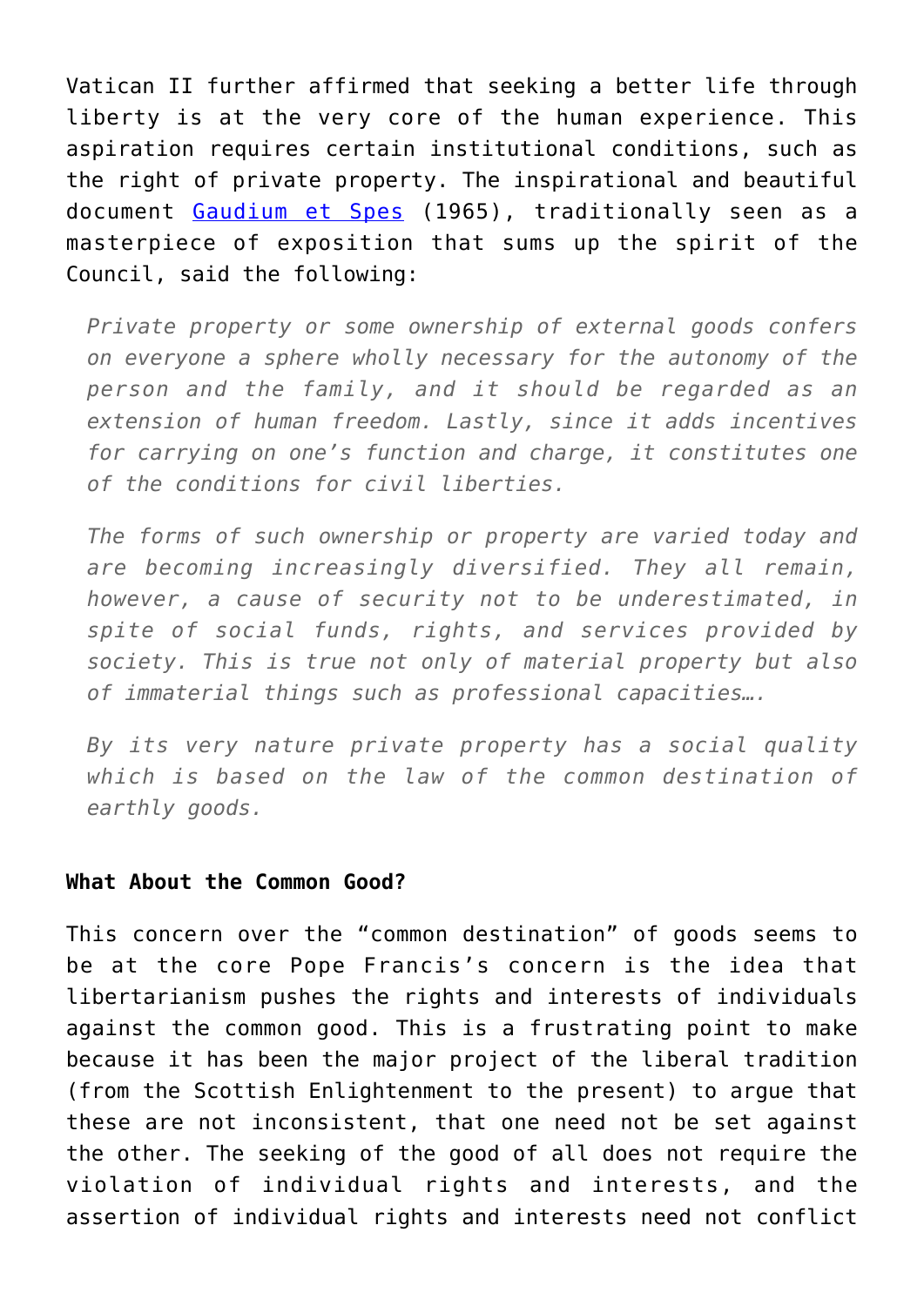Vatican II further affirmed that seeking a better life through liberty is at the very core of the human experience. This aspiration requires certain institutional conditions, such as the right of private property. The inspirational and beautiful document [Gaudium et Spes](#) (1965), traditionally seen as a masterpiece of exposition that sums up the spirit of the Council, said the following:

> *Private property or some ownership of external goods confers on everyone a sphere wholly necessary for the autonomy of the person and the family, and it should be regarded as an extension of human freedom. Lastly, since it adds incentives for carrying on one's function and charge, it constitutes one of the conditions for civil liberties.*
>
> *The forms of such ownership or property are varied today and are becoming increasingly diversified. They all remain, however, a cause of security not to be underestimated, in spite of social funds, rights, and services provided by society. This is true not only of material property but also of immaterial things such as professional capacities….*
>
> *By its very nature private property has a social quality which is based on the law of the common destination of earthly goods.*

**What About the Common Good?**

This concern over the "common destination" of goods seems to be at the core Pope Francis's concern is the idea that libertarianism pushes the rights and interests of individuals against the common good. This is a frustrating point to make because it has been the major project of the liberal tradition (from the Scottish Enlightenment to the present) to argue that these are not inconsistent, that one need not be set against the other. The seeking of the good of all does not require the violation of individual rights and interests, and the assertion of individual rights and interests need not conflict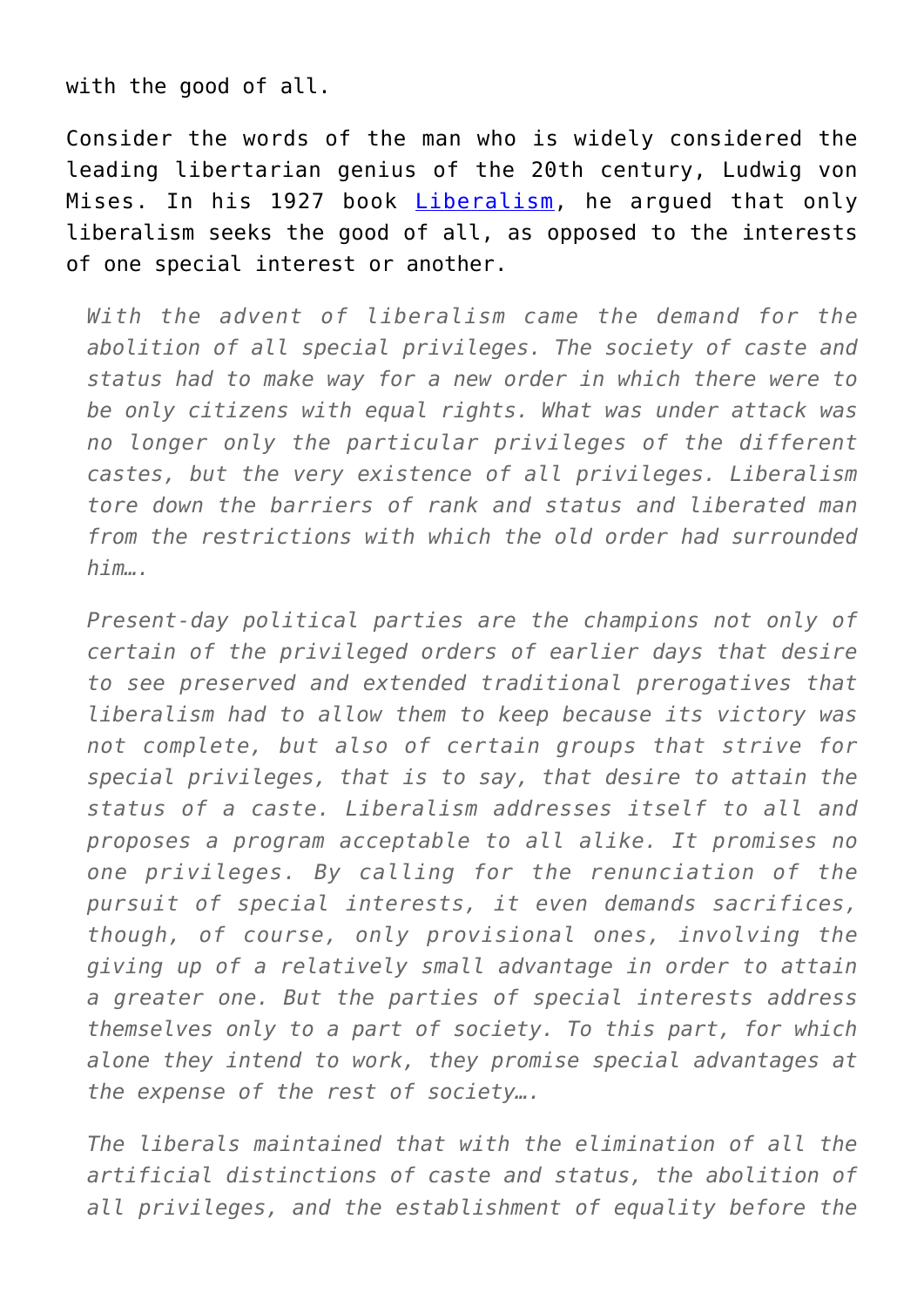with the good of all.

Consider the words of the man who is widely considered the leading libertarian genius of the 20th century, Ludwig von Mises. In his 1927 book [Liberalism](), he argued that only liberalism seeks the good of all, as opposed to the interests of one special interest or another.

> *With the advent of liberalism came the demand for the abolition of all special privileges. The society of caste and status had to make way for a new order in which there were to be only citizens with equal rights. What was under attack was no longer only the particular privileges of the different castes, but the very existence of all privileges. Liberalism tore down the barriers of rank and status and liberated man from the restrictions with which the old order had surrounded him….*
>
> *Present-day political parties are the champions not only of certain of the privileged orders of earlier days that desire to see preserved and extended traditional prerogatives that liberalism had to allow them to keep because its victory was not complete, but also of certain groups that strive for special privileges, that is to say, that desire to attain the status of a caste. Liberalism addresses itself to all and proposes a program acceptable to all alike. It promises no one privileges. By calling for the renunciation of the pursuit of special interests, it even demands sacrifices, though, of course, only provisional ones, involving the giving up of a relatively small advantage in order to attain a greater one. But the parties of special interests address themselves only to a part of society. To this part, for which alone they intend to work, they promise special advantages at the expense of the rest of society….*
>
> *The liberals maintained that with the elimination of all the artificial distinctions of caste and status, the abolition of all privileges, and the establishment of equality before the*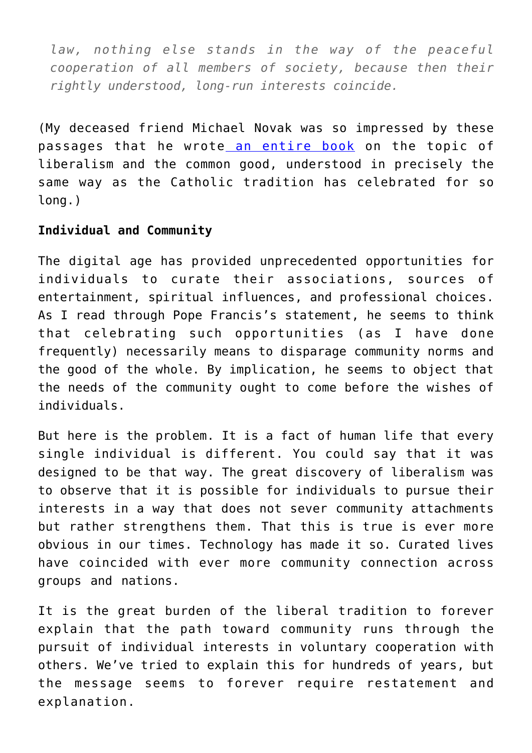*law, nothing else stands in the way of the peaceful cooperation of all members of society, because then their rightly understood, long-run interests coincide.*

(My deceased friend Michael Novak was so impressed by these passages that he wrote [an entire book] on the topic of liberalism and the common good, understood in precisely the same way as the Catholic tradition has celebrated for so long.)

**Individual and Community**

The digital age has provided unprecedented opportunities for individuals to curate their associations, sources of entertainment, spiritual influences, and professional choices. As I read through Pope Francis's statement, he seems to think that celebrating such opportunities (as I have done frequently) necessarily means to disparage community norms and the good of the whole. By implication, he seems to object that the needs of the community ought to come before the wishes of individuals.

But here is the problem. It is a fact of human life that every single individual is different. You could say that it was designed to be that way. The great discovery of liberalism was to observe that it is possible for individuals to pursue their interests in a way that does not sever community attachments but rather strengthens them. That this is true is ever more obvious in our times. Technology has made it so. Curated lives have coincided with ever more community connection across groups and nations.

It is the great burden of the liberal tradition to forever explain that the path toward community runs through the pursuit of individual interests in voluntary cooperation with others. We've tried to explain this for hundreds of years, but the message seems to forever require restatement and explanation.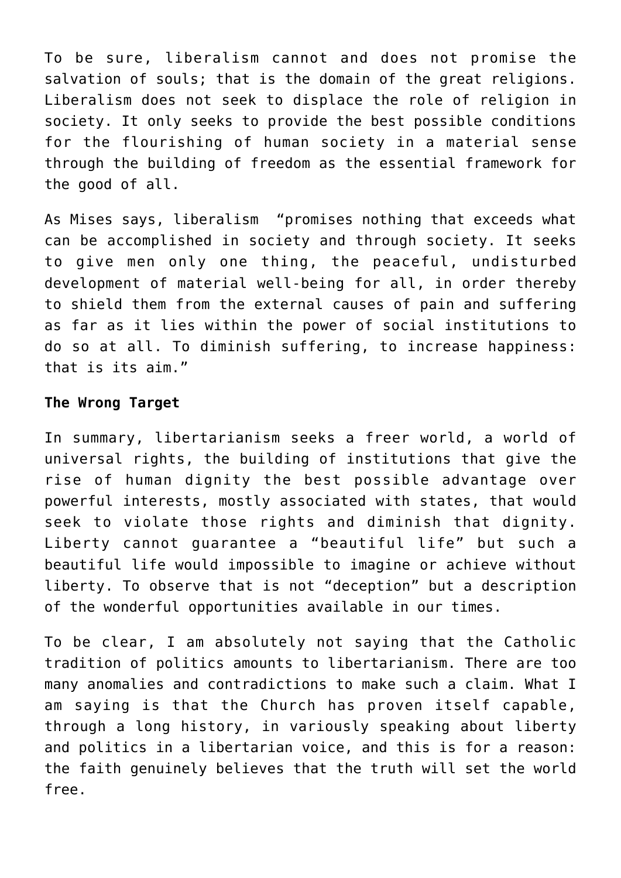To be sure, liberalism cannot and does not promise the salvation of souls; that is the domain of the great religions. Liberalism does not seek to displace the role of religion in society. It only seeks to provide the best possible conditions for the flourishing of human society in a material sense through the building of freedom as the essential framework for the good of all.

As Mises says, liberalism "promises nothing that exceeds what can be accomplished in society and through society. It seeks to give men only one thing, the peaceful, undisturbed development of material well-being for all, in order thereby to shield them from the external causes of pain and suffering as far as it lies within the power of social institutions to do so at all. To diminish suffering, to increase happiness: that is its aim."

**The Wrong Target**

In summary, libertarianism seeks a freer world, a world of universal rights, the building of institutions that give the rise of human dignity the best possible advantage over powerful interests, mostly associated with states, that would seek to violate those rights and diminish that dignity. Liberty cannot guarantee a "beautiful life" but such a beautiful life would impossible to imagine or achieve without liberty. To observe that is not "deception" but a description of the wonderful opportunities available in our times.

To be clear, I am absolutely not saying that the Catholic tradition of politics amounts to libertarianism. There are too many anomalies and contradictions to make such a claim. What I am saying is that the Church has proven itself capable, through a long history, in variously speaking about liberty and politics in a libertarian voice, and this is for a reason: the faith genuinely believes that the truth will set the world free.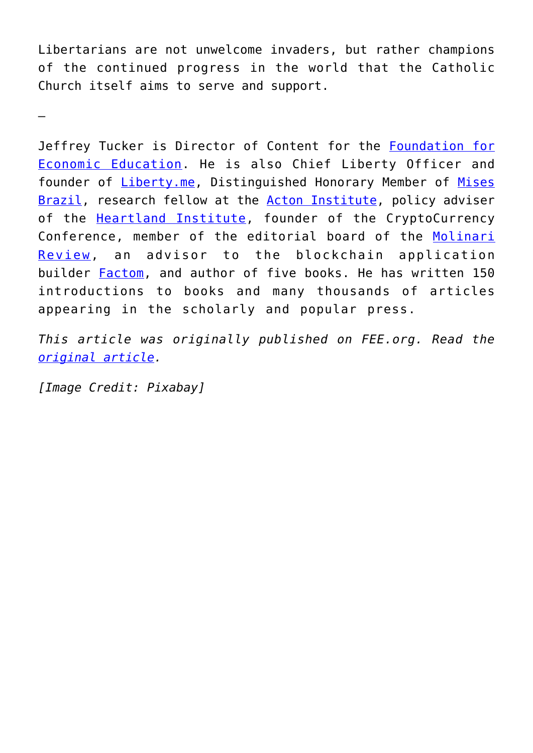Libertarians are not unwelcome invaders, but rather champions of the continued progress in the world that the Catholic Church itself aims to serve and support.

—

Jeffrey Tucker is Director of Content for the [Foundation for Economic Education](). He is also Chief Liberty Officer and founder of [Liberty.me](), Distinguished Honorary Member of [Mises Brazil](), research fellow at the [Acton Institute](), policy adviser of the [Heartland Institute](), founder of the CryptoCurrency Conference, member of the editorial board of the [Molinari Review](), an advisor to the blockchain application builder [Factom](), and author of five books. He has written 150 introductions to books and many thousands of articles appearing in the scholarly and popular press.

*This article was originally published on FEE.org. Read the [original article]().*

*[Image Credit: Pixabay]*